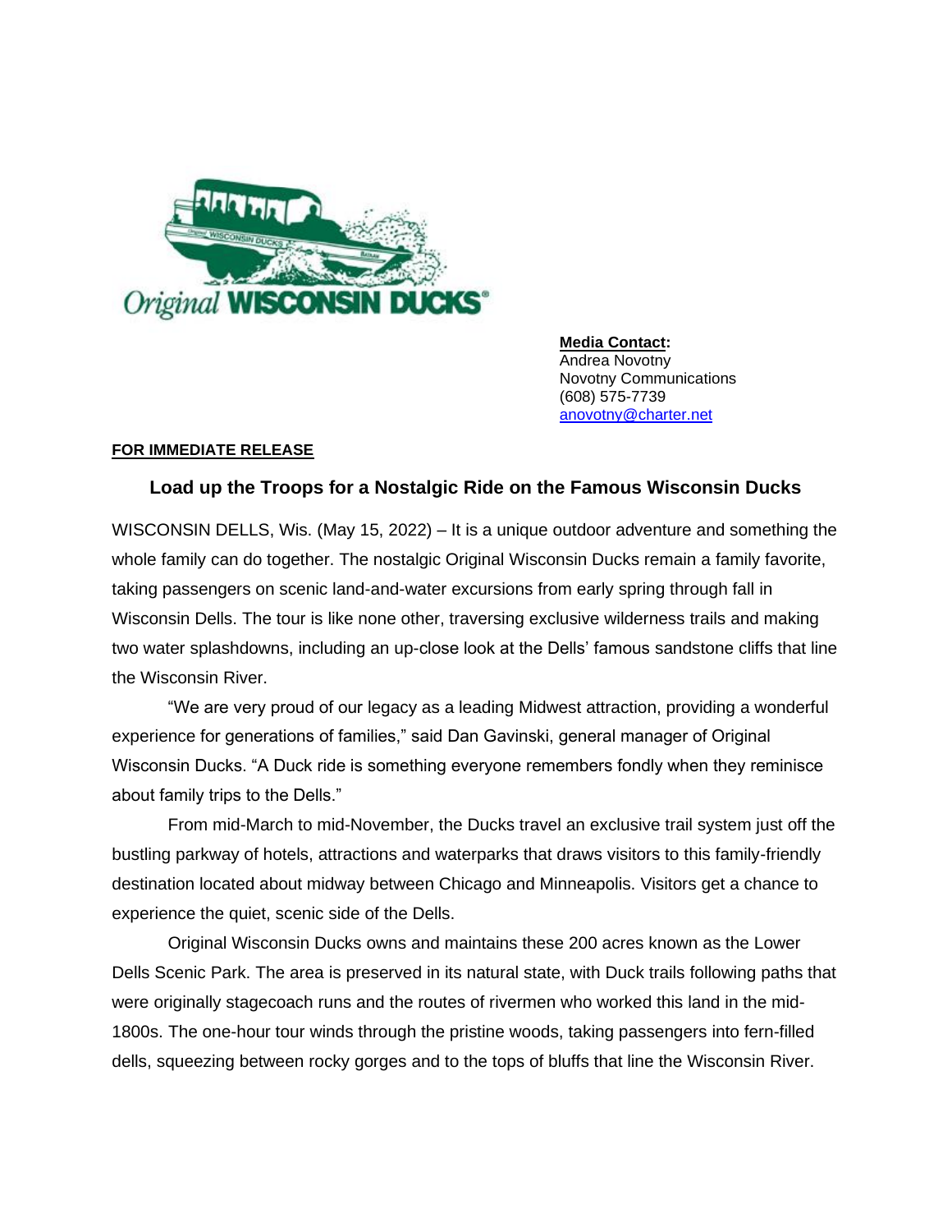Original WISCONSIN DUCKS®

**Media Contact:**
Andrea Novotny
Novotny Communications
(608) 575-7739
anovotny@charter.net

**FOR IMMEDIATE RELEASE**

## Load up the Troops for a Nostalgic Ride on the Famous Wisconsin Ducks

WISCONSIN DELLS, Wis. (May 15, 2022) – It is a unique outdoor adventure and something the whole family can do together. The nostalgic Original Wisconsin Ducks remain a family favorite, taking passengers on scenic land-and-water excursions from early spring through fall in Wisconsin Dells. The tour is like none other, traversing exclusive wilderness trails and making two water splashdowns, including an up-close look at the Dells' famous sandstone cliffs that line the Wisconsin River.

"We are very proud of our legacy as a leading Midwest attraction, providing a wonderful experience for generations of families," said Dan Gavinski, general manager of Original Wisconsin Ducks. "A Duck ride is something everyone remembers fondly when they reminisce about family trips to the Dells."

From mid-March to mid-November, the Ducks travel an exclusive trail system just off the bustling parkway of hotels, attractions and waterparks that draws visitors to this family-friendly destination located about midway between Chicago and Minneapolis. Visitors get a chance to experience the quiet, scenic side of the Dells.

Original Wisconsin Ducks owns and maintains these 200 acres known as the Lower Dells Scenic Park. The area is preserved in its natural state, with Duck trails following paths that were originally stagecoach runs and the routes of rivermen who worked this land in the mid-1800s. The one-hour tour winds through the pristine woods, taking passengers into fern-filled dells, squeezing between rocky gorges and to the tops of bluffs that line the Wisconsin River.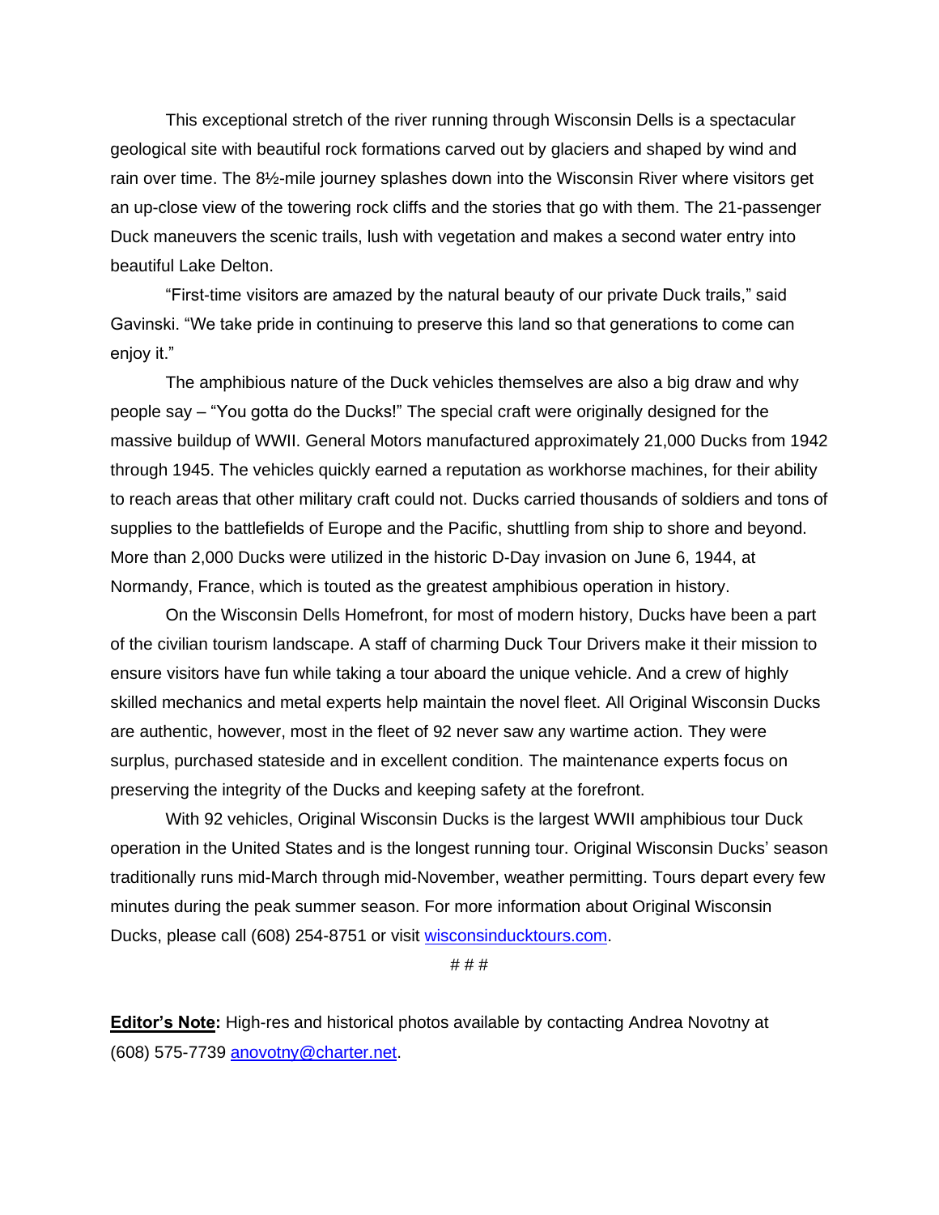This exceptional stretch of the river running through Wisconsin Dells is a spectacular geological site with beautiful rock formations carved out by glaciers and shaped by wind and rain over time. The 8½-mile journey splashes down into the Wisconsin River where visitors get an up-close view of the towering rock cliffs and the stories that go with them. The 21-passenger Duck maneuvers the scenic trails, lush with vegetation and makes a second water entry into beautiful Lake Delton.

"First-time visitors are amazed by the natural beauty of our private Duck trails," said Gavinski. "We take pride in continuing to preserve this land so that generations to come can enjoy it."

The amphibious nature of the Duck vehicles themselves are also a big draw and why people say – "You gotta do the Ducks!" The special craft were originally designed for the massive buildup of WWII. General Motors manufactured approximately 21,000 Ducks from 1942 through 1945. The vehicles quickly earned a reputation as workhorse machines, for their ability to reach areas that other military craft could not. Ducks carried thousands of soldiers and tons of supplies to the battlefields of Europe and the Pacific, shuttling from ship to shore and beyond. More than 2,000 Ducks were utilized in the historic D-Day invasion on June 6, 1944, at Normandy, France, which is touted as the greatest amphibious operation in history.

On the Wisconsin Dells Homefront, for most of modern history, Ducks have been a part of the civilian tourism landscape. A staff of charming Duck Tour Drivers make it their mission to ensure visitors have fun while taking a tour aboard the unique vehicle. And a crew of highly skilled mechanics and metal experts help maintain the novel fleet. All Original Wisconsin Ducks are authentic, however, most in the fleet of 92 never saw any wartime action. They were surplus, purchased stateside and in excellent condition. The maintenance experts focus on preserving the integrity of the Ducks and keeping safety at the forefront.

With 92 vehicles, Original Wisconsin Ducks is the largest WWII amphibious tour Duck operation in the United States and is the longest running tour. Original Wisconsin Ducks' season traditionally runs mid-March through mid-November, weather permitting. Tours depart every few minutes during the peak summer season. For more information about Original Wisconsin Ducks, please call (608) 254-8751 or visit [wisconsinducktours.com](http://wisconsinducktours.com).

# # #

**Editor's Note:** High-res and historical photos available by contacting Andrea Novotny at (608) 575-7739 [anovotny@charter.net](mailto:anovotny@charter.net).